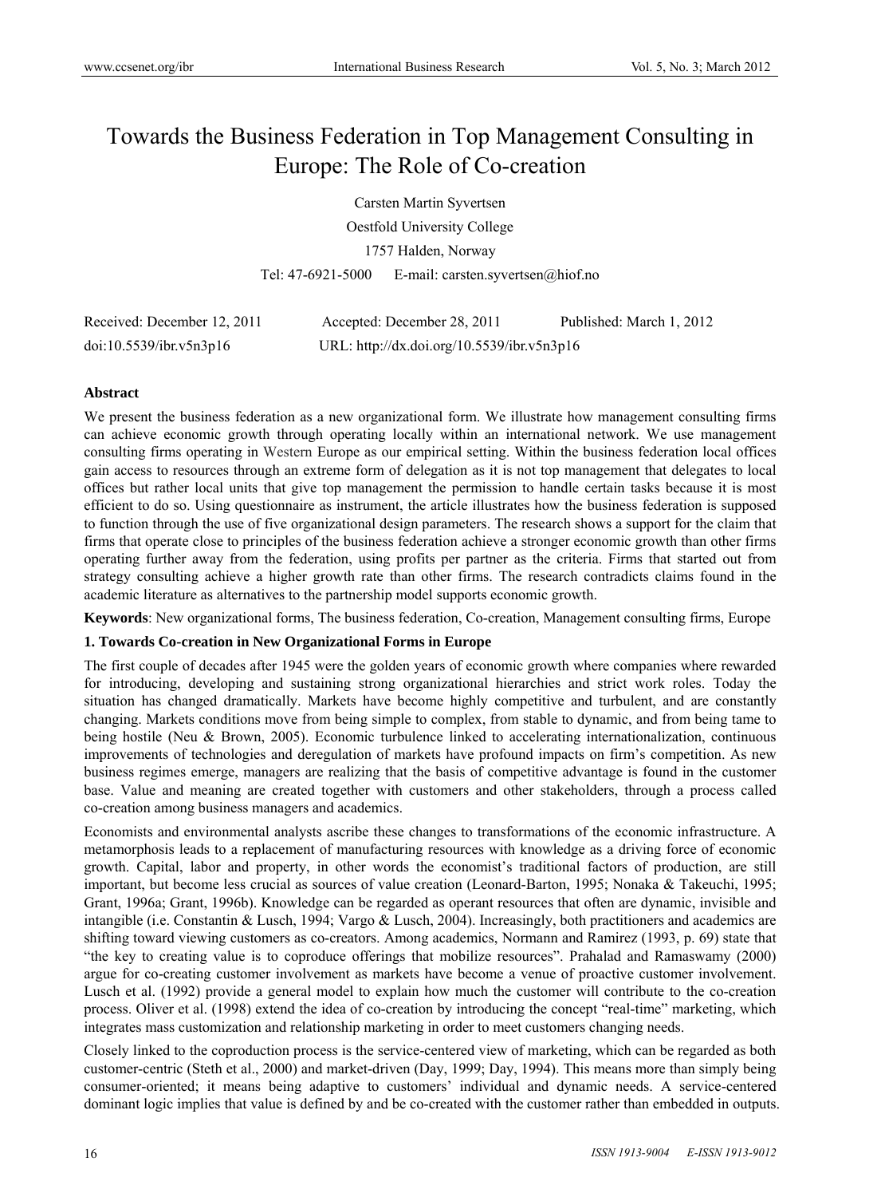# Towards the Business Federation in Top Management Consulting in Europe: The Role of Co-creation

Carsten Martin Syvertsen

Oestfold University College

1757 Halden, Norway

Tel: 47-6921-5000 E-mail: carsten.syvertsen@hiof.no

Received: December 12, 2011 Accepted: December 28, 2011 Published: March 1, 2012

doi:10.5539/ibr.v5n3p16 URL: http://dx.doi.org/10.5539/ibr.v5n3p16

**Abstract**

We present the business federation as a new organizational form. We illustrate how management consulting firms can achieve economic growth through operating locally within an international network. We use management consulting firms operating in Western Europe as our empirical setting. Within the business federation local offices gain access to resources through an extreme form of delegation as it is not top management that delegates to local offices but rather local units that give top management the permission to handle certain tasks because it is most efficient to do so. Using questionnaire as instrument, the article illustrates how the business federation is supposed to function through the use of five organizational design parameters. The research shows a support for the claim that firms that operate close to principles of the business federation achieve a stronger economic growth than other firms operating further away from the federation, using profits per partner as the criteria. Firms that started out from strategy consulting achieve a higher growth rate than other firms. The research contradicts claims found in the academic literature as alternatives to the partnership model supports economic growth.

**Keywords**: New organizational forms, The business federation, Co-creation, Management consulting firms, Europe

## 1. Towards Co-creation in New Organizational Forms in Europe

The first couple of decades after 1945 were the golden years of economic growth where companies where rewarded for introducing, developing and sustaining strong organizational hierarchies and strict work roles. Today the situation has changed dramatically. Markets have become highly competitive and turbulent, and are constantly changing. Markets conditions move from being simple to complex, from stable to dynamic, and from being tame to being hostile (Neu & Brown, 2005). Economic turbulence linked to accelerating internationalization, continuous improvements of technologies and deregulation of markets have profound impacts on firm's competition. As new business regimes emerge, managers are realizing that the basis of competitive advantage is found in the customer base. Value and meaning are created together with customers and other stakeholders, through a process called co-creation among business managers and academics.

Economists and environmental analysts ascribe these changes to transformations of the economic infrastructure. A metamorphosis leads to a replacement of manufacturing resources with knowledge as a driving force of economic growth. Capital, labor and property, in other words the economist's traditional factors of production, are still important, but become less crucial as sources of value creation (Leonard-Barton, 1995; Nonaka & Takeuchi, 1995; Grant, 1996a; Grant, 1996b). Knowledge can be regarded as operant resources that often are dynamic, invisible and intangible (i.e. Constantin & Lusch, 1994; Vargo & Lusch, 2004). Increasingly, both practitioners and academics are shifting toward viewing customers as co-creators. Among academics, Normann and Ramirez (1993, p. 69) state that "the key to creating value is to coproduce offerings that mobilize resources". Prahalad and Ramaswamy (2000) argue for co-creating customer involvement as markets have become a venue of proactive customer involvement. Lusch et al. (1992) provide a general model to explain how much the customer will contribute to the co-creation process. Oliver et al. (1998) extend the idea of co-creation by introducing the concept "real-time" marketing, which integrates mass customization and relationship marketing in order to meet customers changing needs.

Closely linked to the coproduction process is the service-centered view of marketing, which can be regarded as both customer-centric (Steth et al., 2000) and market-driven (Day, 1999; Day, 1994). This means more than simply being consumer-oriented; it means being adaptive to customers' individual and dynamic needs. A service-centered dominant logic implies that value is defined by and be co-created with the customer rather than embedded in outputs.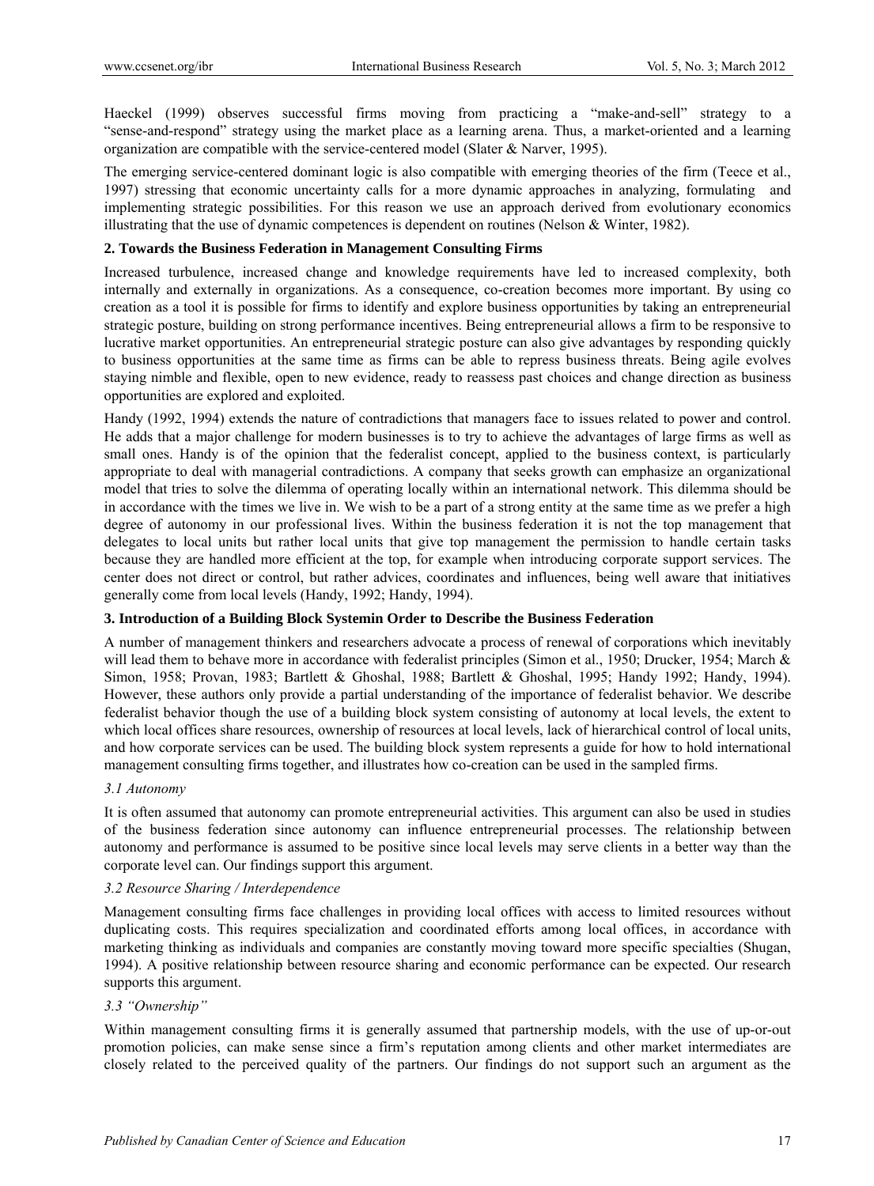Haeckel (1999) observes successful firms moving from practicing a "make-and-sell" strategy to a "sense-and-respond" strategy using the market place as a learning arena. Thus, a market-oriented and a learning organization are compatible with the service-centered model (Slater & Narver, 1995).

The emerging service-centered dominant logic is also compatible with emerging theories of the firm (Teece et al., 1997) stressing that economic uncertainty calls for a more dynamic approaches in analyzing, formulating and implementing strategic possibilities. For this reason we use an approach derived from evolutionary economics illustrating that the use of dynamic competences is dependent on routines (Nelson & Winter, 1982).

## 2. Towards the Business Federation in Management Consulting Firms

Increased turbulence, increased change and knowledge requirements have led to increased complexity, both internally and externally in organizations. As a consequence, co-creation becomes more important. By using co creation as a tool it is possible for firms to identify and explore business opportunities by taking an entrepreneurial strategic posture, building on strong performance incentives. Being entrepreneurial allows a firm to be responsive to lucrative market opportunities. An entrepreneurial strategic posture can also give advantages by responding quickly to business opportunities at the same time as firms can be able to repress business threats. Being agile evolves staying nimble and flexible, open to new evidence, ready to reassess past choices and change direction as business opportunities are explored and exploited.

Handy (1992, 1994) extends the nature of contradictions that managers face to issues related to power and control. He adds that a major challenge for modern businesses is to try to achieve the advantages of large firms as well as small ones. Handy is of the opinion that the federalist concept, applied to the business context, is particularly appropriate to deal with managerial contradictions. A company that seeks growth can emphasize an organizational model that tries to solve the dilemma of operating locally within an international network. This dilemma should be in accordance with the times we live in. We wish to be a part of a strong entity at the same time as we prefer a high degree of autonomy in our professional lives. Within the business federation it is not the top management that delegates to local units but rather local units that give top management the permission to handle certain tasks because they are handled more efficient at the top, for example when introducing corporate support services. The center does not direct or control, but rather advices, coordinates and influences, being well aware that initiatives generally come from local levels (Handy, 1992; Handy, 1994).

## 3. Introduction of a Building Block Systemin Order to Describe the Business Federation

A number of management thinkers and researchers advocate a process of renewal of corporations which inevitably will lead them to behave more in accordance with federalist principles (Simon et al., 1950; Drucker, 1954; March & Simon, 1958; Provan, 1983; Bartlett & Ghoshal, 1988; Bartlett & Ghoshal, 1995; Handy 1992; Handy, 1994). However, these authors only provide a partial understanding of the importance of federalist behavior. We describe federalist behavior though the use of a building block system consisting of autonomy at local levels, the extent to which local offices share resources, ownership of resources at local levels, lack of hierarchical control of local units, and how corporate services can be used. The building block system represents a guide for how to hold international management consulting firms together, and illustrates how co-creation can be used in the sampled firms.

### *3.1 Autonomy*

It is often assumed that autonomy can promote entrepreneurial activities. This argument can also be used in studies of the business federation since autonomy can influence entrepreneurial processes. The relationship between autonomy and performance is assumed to be positive since local levels may serve clients in a better way than the corporate level can. Our findings support this argument.

### *3.2 Resource Sharing / Interdependence*

Management consulting firms face challenges in providing local offices with access to limited resources without duplicating costs. This requires specialization and coordinated efforts among local offices, in accordance with marketing thinking as individuals and companies are constantly moving toward more specific specialties (Shugan, 1994). A positive relationship between resource sharing and economic performance can be expected. Our research supports this argument.

### *3.3 "Ownership"*

Within management consulting firms it is generally assumed that partnership models, with the use of up-or-out promotion policies, can make sense since a firm's reputation among clients and other market intermediates are closely related to the perceived quality of the partners. Our findings do not support such an argument as the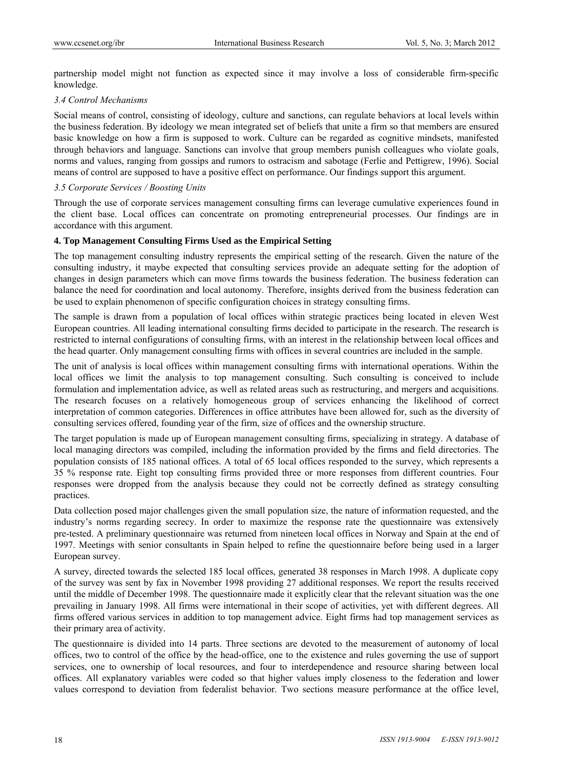partnership model might not function as expected since it may involve a loss of considerable firm-specific knowledge.

### *3.4 Control Mechanisms*

Social means of control, consisting of ideology, culture and sanctions, can regulate behaviors at local levels within the business federation. By ideology we mean integrated set of beliefs that unite a firm so that members are ensured basic knowledge on how a firm is supposed to work. Culture can be regarded as cognitive mindsets, manifested through behaviors and language. Sanctions can involve that group members punish colleagues who violate goals, norms and values, ranging from gossips and rumors to ostracism and sabotage (Ferlie and Pettigrew, 1996). Social means of control are supposed to have a positive effect on performance. Our findings support this argument.

### *3.5 Corporate Services / Boosting Units*

Through the use of corporate services management consulting firms can leverage cumulative experiences found in the client base. Local offices can concentrate on promoting entrepreneurial processes. Our findings are in accordance with this argument.

## 4. Top Management Consulting Firms Used as the Empirical Setting

The top management consulting industry represents the empirical setting of the research. Given the nature of the consulting industry, it maybe expected that consulting services provide an adequate setting for the adoption of changes in design parameters which can move firms towards the business federation. The business federation can balance the need for coordination and local autonomy. Therefore, insights derived from the business federation can be used to explain phenomenon of specific configuration choices in strategy consulting firms.

The sample is drawn from a population of local offices within strategic practices being located in eleven West European countries. All leading international consulting firms decided to participate in the research. The research is restricted to internal configurations of consulting firms, with an interest in the relationship between local offices and the head quarter. Only management consulting firms with offices in several countries are included in the sample.

The unit of analysis is local offices within management consulting firms with international operations. Within the local offices we limit the analysis to top management consulting. Such consulting is conceived to include formulation and implementation advice, as well as related areas such as restructuring, and mergers and acquisitions. The research focuses on a relatively homogeneous group of services enhancing the likelihood of correct interpretation of common categories. Differences in office attributes have been allowed for, such as the diversity of consulting services offered, founding year of the firm, size of offices and the ownership structure.

The target population is made up of European management consulting firms, specializing in strategy. A database of local managing directors was compiled, including the information provided by the firms and field directories. The population consists of 185 national offices. A total of 65 local offices responded to the survey, which represents a 35 % response rate. Eight top consulting firms provided three or more responses from different countries. Four responses were dropped from the analysis because they could not be correctly defined as strategy consulting practices.

Data collection posed major challenges given the small population size, the nature of information requested, and the industry's norms regarding secrecy. In order to maximize the response rate the questionnaire was extensively pre-tested. A preliminary questionnaire was returned from nineteen local offices in Norway and Spain at the end of 1997. Meetings with senior consultants in Spain helped to refine the questionnaire before being used in a larger European survey.

A survey, directed towards the selected 185 local offices, generated 38 responses in March 1998. A duplicate copy of the survey was sent by fax in November 1998 providing 27 additional responses. We report the results received until the middle of December 1998. The questionnaire made it explicitly clear that the relevant situation was the one prevailing in January 1998. All firms were international in their scope of activities, yet with different degrees. All firms offered various services in addition to top management advice. Eight firms had top management services as their primary area of activity.

The questionnaire is divided into 14 parts. Three sections are devoted to the measurement of autonomy of local offices, two to control of the office by the head-office, one to the existence and rules governing the use of support services, one to ownership of local resources, and four to interdependence and resource sharing between local offices. All explanatory variables were coded so that higher values imply closeness to the federation and lower values correspond to deviation from federalist behavior. Two sections measure performance at the office level,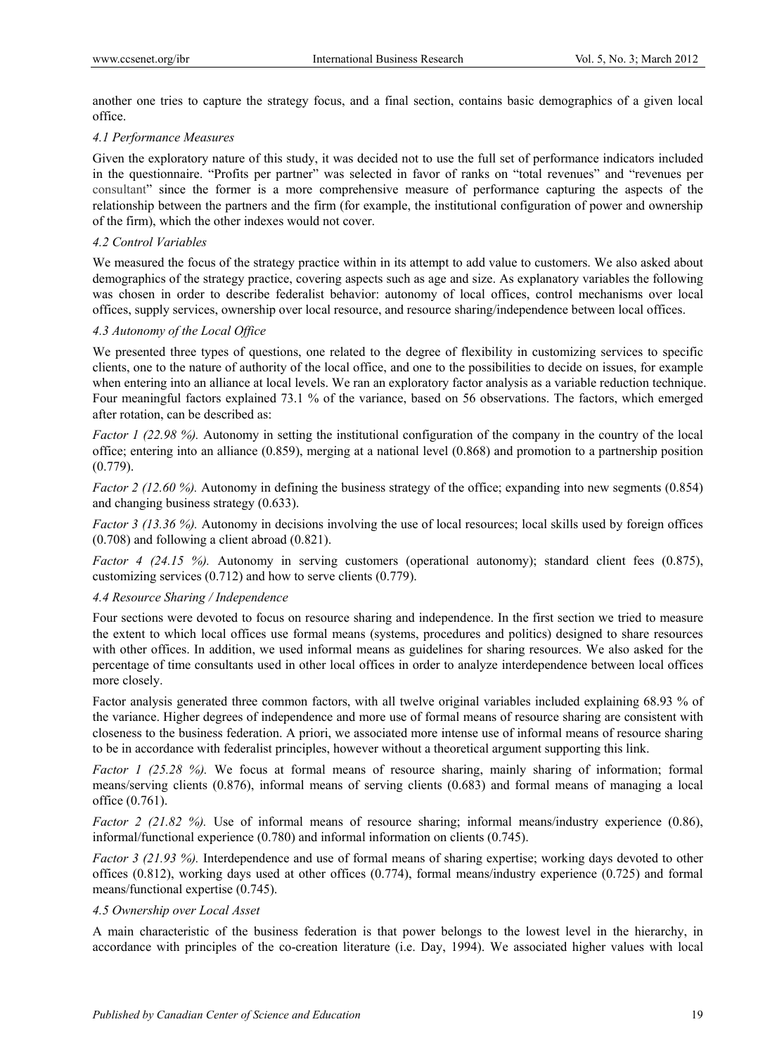another one tries to capture the strategy focus, and a final section, contains basic demographics of a given local office.

### 4.1 Performance Measures

Given the exploratory nature of this study, it was decided not to use the full set of performance indicators included in the questionnaire. "Profits per partner" was selected in favor of ranks on "total revenues" and "revenues per consultant" since the former is a more comprehensive measure of performance capturing the aspects of the relationship between the partners and the firm (for example, the institutional configuration of power and ownership of the firm), which the other indexes would not cover.

### 4.2 Control Variables

We measured the focus of the strategy practice within in its attempt to add value to customers. We also asked about demographics of the strategy practice, covering aspects such as age and size. As explanatory variables the following was chosen in order to describe federalist behavior: autonomy of local offices, control mechanisms over local offices, supply services, ownership over local resource, and resource sharing/independence between local offices.

### 4.3 Autonomy of the Local Office

We presented three types of questions, one related to the degree of flexibility in customizing services to specific clients, one to the nature of authority of the local office, and one to the possibilities to decide on issues, for example when entering into an alliance at local levels. We ran an exploratory factor analysis as a variable reduction technique. Four meaningful factors explained 73.1 % of the variance, based on 56 observations. The factors, which emerged after rotation, can be described as:

*Factor 1 (22.98 %).* Autonomy in setting the institutional configuration of the company in the country of the local office; entering into an alliance (0.859), merging at a national level (0.868) and promotion to a partnership position (0.779).

*Factor 2 (12.60 %).* Autonomy in defining the business strategy of the office; expanding into new segments (0.854) and changing business strategy (0.633).

*Factor 3 (13.36 %).* Autonomy in decisions involving the use of local resources; local skills used by foreign offices (0.708) and following a client abroad (0.821).

*Factor 4 (24.15 %).* Autonomy in serving customers (operational autonomy); standard client fees (0.875), customizing services (0.712) and how to serve clients (0.779).

### 4.4 Resource Sharing / Independence

Four sections were devoted to focus on resource sharing and independence. In the first section we tried to measure the extent to which local offices use formal means (systems, procedures and politics) designed to share resources with other offices. In addition, we used informal means as guidelines for sharing resources. We also asked for the percentage of time consultants used in other local offices in order to analyze interdependence between local offices more closely.

Factor analysis generated three common factors, with all twelve original variables included explaining 68.93 % of the variance. Higher degrees of independence and more use of formal means of resource sharing are consistent with closeness to the business federation. A priori, we associated more intense use of informal means of resource sharing to be in accordance with federalist principles, however without a theoretical argument supporting this link.

*Factor 1 (25.28 %).* We focus at formal means of resource sharing, mainly sharing of information; formal means/serving clients (0.876), informal means of serving clients (0.683) and formal means of managing a local office (0.761).

*Factor 2 (21.82 %).* Use of informal means of resource sharing; informal means/industry experience (0.86), informal/functional experience (0.780) and informal information on clients (0.745).

*Factor 3 (21.93 %).* Interdependence and use of formal means of sharing expertise; working days devoted to other offices (0.812), working days used at other offices (0.774), formal means/industry experience (0.725) and formal means/functional expertise (0.745).

### 4.5 Ownership over Local Asset

A main characteristic of the business federation is that power belongs to the lowest level in the hierarchy, in accordance with principles of the co-creation literature (i.e. Day, 1994). We associated higher values with local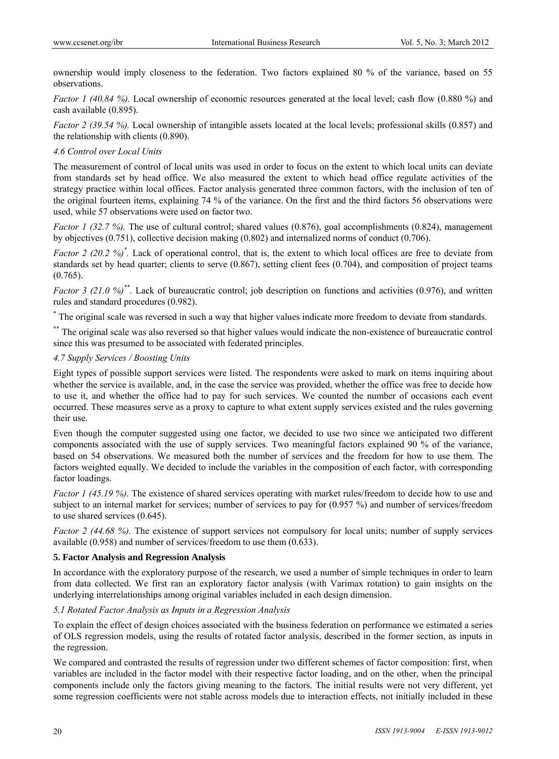ownership would imply closeness to the federation. Two factors explained 80 % of the variance, based on 55 observations.

*Factor 1 (40.84 %).* Local ownership of economic resources generated at the local level; cash flow (0.880 %) and cash available (0.895).

*Factor 2 (39.54 %).* Local ownership of intangible assets located at the local levels; professional skills (0.857) and the relationship with clients (0.890).

### *4.6 Control over Local Units*

The measurement of control of local units was used in order to focus on the extent to which local units can deviate from standards set by head office. We also measured the extent to which head office regulate activities of the strategy practice within local offices. Factor analysis generated three common factors, with the inclusion of ten of the original fourteen items, explaining 74 % of the variance. On the first and the third factors 56 observations were used, while 57 observations were used on factor two.

*Factor 1 (32.7 %).* The use of cultural control; shared values (0.876), goal accomplishments (0.824), management by objectives (0.751), collective decision making (0.802) and internalized norms of conduct (0.706).

*Factor 2 (20.2 %)*[*]. Lack of operational control, that is, the extent to which local offices are free to deviate from standards set by head quarter; clients to serve (0.867), setting client fees (0.704), and composition of project teams (0.765).

*Factor 3 (21.0 %)*[**]. Lack of bureaucratic control; job description on functions and activities (0.976), and written rules and standard procedures (0.982).

[*] The original scale was reversed in such a way that higher values indicate more freedom to deviate from standards.

[**] The original scale was also reversed so that higher values would indicate the non-existence of bureaucratic control since this was presumed to be associated with federated principles.

### *4.7 Supply Services / Boosting Units*

Eight types of possible support services were listed. The respondents were asked to mark on items inquiring about whether the service is available, and, in the case the service was provided, whether the office was free to decide how to use it, and whether the office had to pay for such services. We counted the number of occasions each event occurred. These measures serve as a proxy to capture to what extent supply services existed and the rules governing their use.

Even though the computer suggested using one factor, we decided to use two since we anticipated two different components associated with the use of supply services. Two meaningful factors explained 90 % of the variance, based on 54 observations. We measured both the number of services and the freedom for how to use them. The factors weighted equally. We decided to include the variables in the composition of each factor, with corresponding factor loadings.

*Factor 1 (45.19 %).* The existence of shared services operating with market rules/freedom to decide how to use and subject to an internal market for services; number of services to pay for (0.957 %) and number of services/freedom to use shared services (0.645).

*Factor 2 (44.68 %).* The existence of support services not compulsory for local units; number of supply services available (0.958) and number of services/freedom to use them (0.633).

## 5. Factor Analysis and Regression Analysis

In accordance with the exploratory purpose of the research, we used a number of simple techniques in order to learn from data collected. We first ran an exploratory factor analysis (with Varimax rotation) to gain insights on the underlying interrelationships among original variables included in each design dimension.

### *5.1 Rotated Factor Analysis as Inputs in a Regression Analysis*

To explain the effect of design choices associated with the business federation on performance we estimated a series of OLS regression models, using the results of rotated factor analysis, described in the former section, as inputs in the regression.

We compared and contrasted the results of regression under two different schemes of factor composition: first, when variables are included in the factor model with their respective factor loading, and on the other, when the principal components include only the factors giving meaning to the factors. The initial results were not very different, yet some regression coefficients were not stable across models due to interaction effects, not initially included in these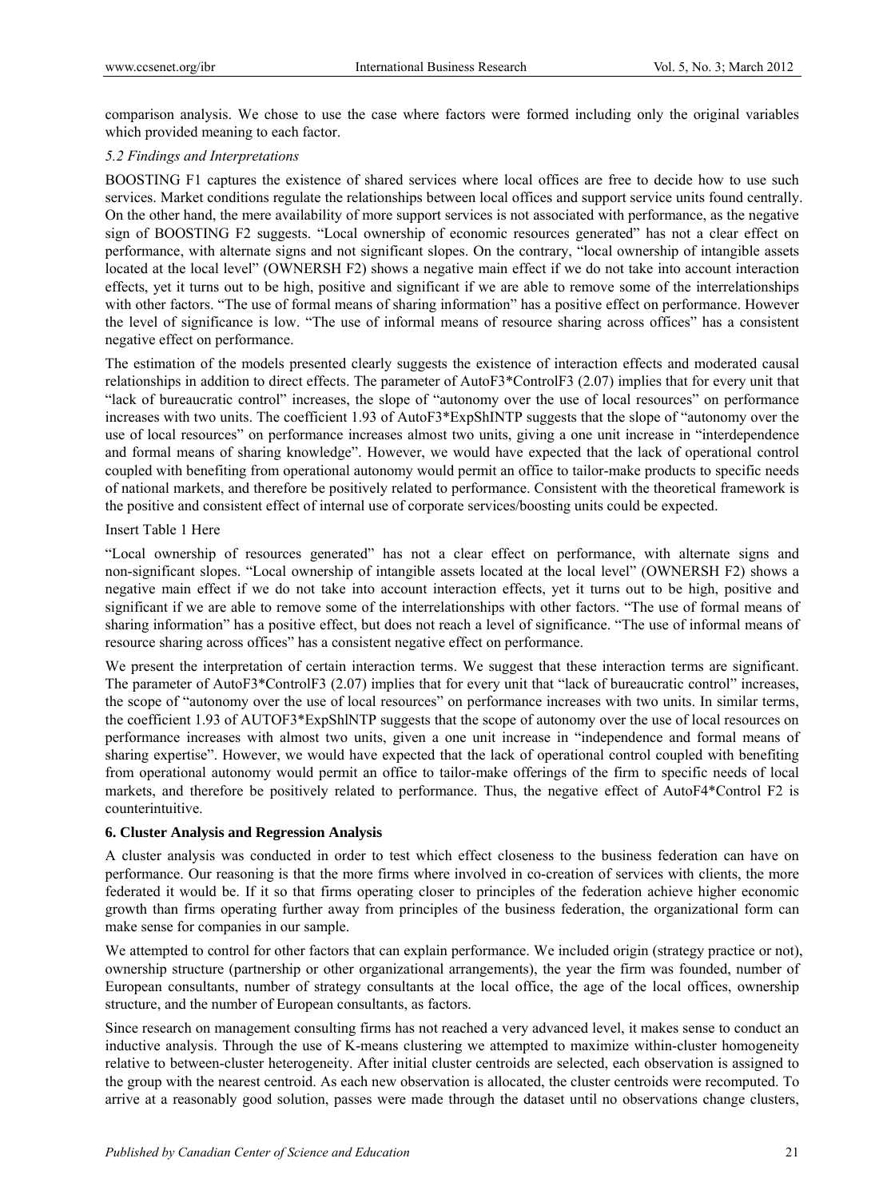comparison analysis. We chose to use the case where factors were formed including only the original variables which provided meaning to each factor.

### *5.2 Findings and Interpretations*

BOOSTING F1 captures the existence of shared services where local offices are free to decide how to use such services. Market conditions regulate the relationships between local offices and support service units found centrally. On the other hand, the mere availability of more support services is not associated with performance, as the negative sign of BOOSTING F2 suggests. "Local ownership of economic resources generated" has not a clear effect on performance, with alternate signs and not significant slopes. On the contrary, "local ownership of intangible assets located at the local level" (OWNERSH F2) shows a negative main effect if we do not take into account interaction effects, yet it turns out to be high, positive and significant if we are able to remove some of the interrelationships with other factors. "The use of formal means of sharing information" has a positive effect on performance. However the level of significance is low. "The use of informal means of resource sharing across offices" has a consistent negative effect on performance.

The estimation of the models presented clearly suggests the existence of interaction effects and moderated causal relationships in addition to direct effects. The parameter of AutoF3*ControlF3 (2.07) implies that for every unit that "lack of bureaucratic control" increases, the slope of "autonomy over the use of local resources" on performance increases with two units. The coefficient 1.93 of AutoF3*ExpShlNTP suggests that the slope of "autonomy over the use of local resources" on performance increases almost two units, giving a one unit increase in "interdependence and formal means of sharing knowledge". However, we would have expected that the lack of operational control coupled with benefiting from operational autonomy would permit an office to tailor-make products to specific needs of national markets, and therefore be positively related to performance. Consistent with the theoretical framework is the positive and consistent effect of internal use of corporate services/boosting units could be expected.

Insert Table 1 Here

"Local ownership of resources generated" has not a clear effect on performance, with alternate signs and non-significant slopes. "Local ownership of intangible assets located at the local level" (OWNERSH F2) shows a negative main effect if we do not take into account interaction effects, yet it turns out to be high, positive and significant if we are able to remove some of the interrelationships with other factors. "The use of formal means of sharing information" has a positive effect, but does not reach a level of significance. "The use of informal means of resource sharing across offices" has a consistent negative effect on performance.

We present the interpretation of certain interaction terms. We suggest that these interaction terms are significant. The parameter of AutoF3*ControlF3 (2.07) implies that for every unit that "lack of bureaucratic control" increases, the scope of "autonomy over the use of local resources" on performance increases with two units. In similar terms, the coefficient 1.93 of AUTOF3*ExpShlNTP suggests that the scope of autonomy over the use of local resources on performance increases with almost two units, given a one unit increase in "independence and formal means of sharing expertise". However, we would have expected that the lack of operational control coupled with benefiting from operational autonomy would permit an office to tailor-make offerings of the firm to specific needs of local markets, and therefore be positively related to performance. Thus, the negative effect of AutoF4*Control F2 is counterintuitive.

## 6. Cluster Analysis and Regression Analysis

A cluster analysis was conducted in order to test which effect closeness to the business federation can have on performance. Our reasoning is that the more firms where involved in co-creation of services with clients, the more federated it would be. If it so that firms operating closer to principles of the federation achieve higher economic growth than firms operating further away from principles of the business federation, the organizational form can make sense for companies in our sample.

We attempted to control for other factors that can explain performance. We included origin (strategy practice or not), ownership structure (partnership or other organizational arrangements), the year the firm was founded, number of European consultants, number of strategy consultants at the local office, the age of the local offices, ownership structure, and the number of European consultants, as factors.

Since research on management consulting firms has not reached a very advanced level, it makes sense to conduct an inductive analysis. Through the use of K-means clustering we attempted to maximize within-cluster homogeneity relative to between-cluster heterogeneity. After initial cluster centroids are selected, each observation is assigned to the group with the nearest centroid. As each new observation is allocated, the cluster centroids were recomputed. To arrive at a reasonably good solution, passes were made through the dataset until no observations change clusters,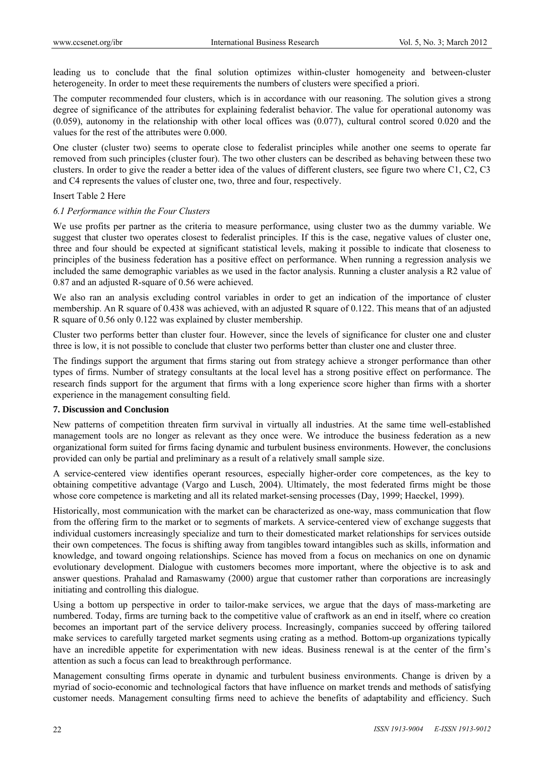leading us to conclude that the final solution optimizes within-cluster homogeneity and between-cluster heterogeneity. In order to meet these requirements the numbers of clusters were specified a priori.

The computer recommended four clusters, which is in accordance with our reasoning. The solution gives a strong degree of significance of the attributes for explaining federalist behavior. The value for operational autonomy was (0.059), autonomy in the relationship with other local offices was (0.077), cultural control scored 0.020 and the values for the rest of the attributes were 0.000.

One cluster (cluster two) seems to operate close to federalist principles while another one seems to operate far removed from such principles (cluster four). The two other clusters can be described as behaving between these two clusters. In order to give the reader a better idea of the values of different clusters, see figure two where C1, C2, C3 and C4 represents the values of cluster one, two, three and four, respectively.

Insert Table 2 Here

### *6.1 Performance within the Four Clusters*

We use profits per partner as the criteria to measure performance, using cluster two as the dummy variable. We suggest that cluster two operates closest to federalist principles. If this is the case, negative values of cluster one, three and four should be expected at significant statistical levels, making it possible to indicate that closeness to principles of the business federation has a positive effect on performance. When running a regression analysis we included the same demographic variables as we used in the factor analysis. Running a cluster analysis a R2 value of 0.87 and an adjusted R-square of 0.56 were achieved.

We also ran an analysis excluding control variables in order to get an indication of the importance of cluster membership. An R square of 0.438 was achieved, with an adjusted R square of 0.122. This means that of an adjusted R square of 0.56 only 0.122 was explained by cluster membership.

Cluster two performs better than cluster four. However, since the levels of significance for cluster one and cluster three is low, it is not possible to conclude that cluster two performs better than cluster one and cluster three.

The findings support the argument that firms staring out from strategy achieve a stronger performance than other types of firms. Number of strategy consultants at the local level has a strong positive effect on performance. The research finds support for the argument that firms with a long experience score higher than firms with a shorter experience in the management consulting field.

## 7. Discussion and Conclusion

New patterns of competition threaten firm survival in virtually all industries. At the same time well-established management tools are no longer as relevant as they once were. We introduce the business federation as a new organizational form suited for firms facing dynamic and turbulent business environments. However, the conclusions provided can only be partial and preliminary as a result of a relatively small sample size.

A service-centered view identifies operant resources, especially higher-order core competences, as the key to obtaining competitive advantage (Vargo and Lusch, 2004). Ultimately, the most federated firms might be those whose core competence is marketing and all its related market-sensing processes (Day, 1999; Haeckel, 1999).

Historically, most communication with the market can be characterized as one-way, mass communication that flow from the offering firm to the market or to segments of markets. A service-centered view of exchange suggests that individual customers increasingly specialize and turn to their domesticated market relationships for services outside their own competences. The focus is shifting away from tangibles toward intangibles such as skills, information and knowledge, and toward ongoing relationships. Science has moved from a focus on mechanics on one on dynamic evolutionary development. Dialogue with customers becomes more important, where the objective is to ask and answer questions. Prahalad and Ramaswamy (2000) argue that customer rather than corporations are increasingly initiating and controlling this dialogue.

Using a bottom up perspective in order to tailor-make services, we argue that the days of mass-marketing are numbered. Today, firms are turning back to the competitive value of craftwork as an end in itself, where co creation becomes an important part of the service delivery process. Increasingly, companies succeed by offering tailored make services to carefully targeted market segments using crating as a method. Bottom-up organizations typically have an incredible appetite for experimentation with new ideas. Business renewal is at the center of the firm's attention as such a focus can lead to breakthrough performance.

Management consulting firms operate in dynamic and turbulent business environments. Change is driven by a myriad of socio-economic and technological factors that have influence on market trends and methods of satisfying customer needs. Management consulting firms need to achieve the benefits of adaptability and efficiency. Such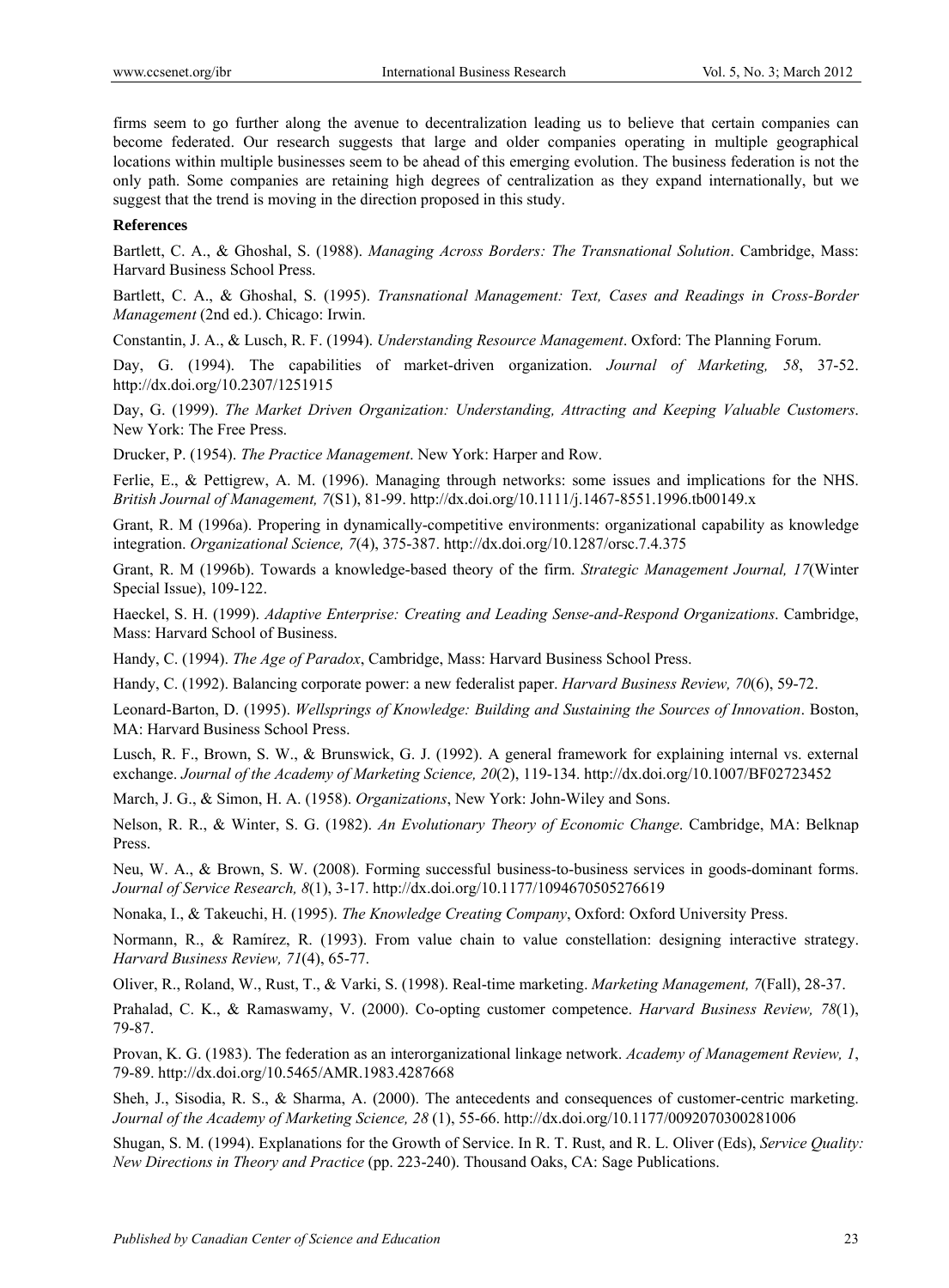firms seem to go further along the avenue to decentralization leading us to believe that certain companies can become federated. Our research suggests that large and older companies operating in multiple geographical locations within multiple businesses seem to be ahead of this emerging evolution. The business federation is not the only path. Some companies are retaining high degrees of centralization as they expand internationally, but we suggest that the trend is moving in the direction proposed in this study.

**References**

Bartlett, C. A., & Ghoshal, S. (1988). *Managing Across Borders: The Transnational Solution*. Cambridge, Mass: Harvard Business School Press.

Bartlett, C. A., & Ghoshal, S. (1995). *Transnational Management: Text, Cases and Readings in Cross-Border Management* (2nd ed.). Chicago: Irwin.

Constantin, J. A., & Lusch, R. F. (1994). *Understanding Resource Management*. Oxford: The Planning Forum.

Day, G. (1994). The capabilities of market-driven organization. *Journal of Marketing, 58*, 37-52. http://dx.doi.org/10.2307/1251915

Day, G. (1999). *The Market Driven Organization: Understanding, Attracting and Keeping Valuable Customers*. New York: The Free Press.

Drucker, P. (1954). *The Practice Management*. New York: Harper and Row.

Ferlie, E., & Pettigrew, A. M. (1996). Managing through networks: some issues and implications for the NHS. *British Journal of Management, 7*(S1), 81-99. http://dx.doi.org/10.1111/j.1467-8551.1996.tb00149.x

Grant, R. M (1996a). Propering in dynamically-competitive environments: organizational capability as knowledge integration. *Organizational Science, 7*(4), 375-387. http://dx.doi.org/10.1287/orsc.7.4.375

Grant, R. M (1996b). Towards a knowledge-based theory of the firm. *Strategic Management Journal, 17*(Winter Special Issue), 109-122.

Haeckel, S. H. (1999). *Adaptive Enterprise: Creating and Leading Sense-and-Respond Organizations*. Cambridge, Mass: Harvard School of Business.

Handy, C. (1994). *The Age of Paradox*, Cambridge, Mass: Harvard Business School Press.

Handy, C. (1992). Balancing corporate power: a new federalist paper. *Harvard Business Review, 70*(6), 59-72.

Leonard-Barton, D. (1995). *Wellsprings of Knowledge: Building and Sustaining the Sources of Innovation*. Boston, MA: Harvard Business School Press.

Lusch, R. F., Brown, S. W., & Brunswick, G. J. (1992). A general framework for explaining internal vs. external exchange. *Journal of the Academy of Marketing Science, 20*(2), 119-134. http://dx.doi.org/10.1007/BF02723452

March, J. G., & Simon, H. A. (1958). *Organizations*, New York: John-Wiley and Sons.

Nelson, R. R., & Winter, S. G. (1982). *An Evolutionary Theory of Economic Change*. Cambridge, MA: Belknap Press.

Neu, W. A., & Brown, S. W. (2008). Forming successful business-to-business services in goods-dominant forms. *Journal of Service Research, 8*(1), 3-17. http://dx.doi.org/10.1177/1094670505276619

Nonaka, I., & Takeuchi, H. (1995). *The Knowledge Creating Company*, Oxford: Oxford University Press.

Normann, R., & Ramírez, R. (1993). From value chain to value constellation: designing interactive strategy. *Harvard Business Review, 71*(4), 65-77.

Oliver, R., Roland, W., Rust, T., & Varki, S. (1998). Real-time marketing. *Marketing Management, 7*(Fall), 28-37.

Prahalad, C. K., & Ramaswamy, V. (2000). Co-opting customer competence. *Harvard Business Review, 78*(1), 79-87.

Provan, K. G. (1983). The federation as an interorganizational linkage network. *Academy of Management Review, 1*, 79-89. http://dx.doi.org/10.5465/AMR.1983.4287668

Sheh, J., Sisodia, R. S., & Sharma, A. (2000). The antecedents and consequences of customer-centric marketing. *Journal of the Academy of Marketing Science, 28* (1), 55-66. http://dx.doi.org/10.1177/0092070300281006

Shugan, S. M. (1994). Explanations for the Growth of Service. In R. T. Rust, and R. L. Oliver (Eds), *Service Quality: New Directions in Theory and Practice* (pp. 223-240). Thousand Oaks, CA: Sage Publications.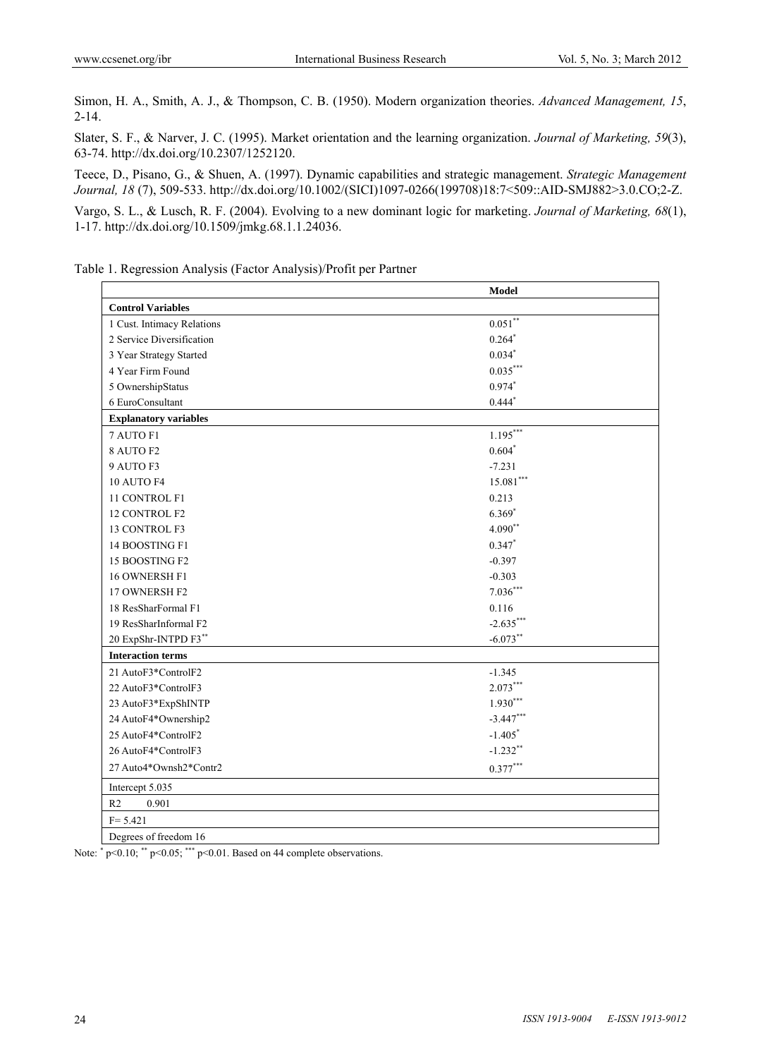Simon, H. A., Smith, A. J., & Thompson, C. B. (1950). Modern organization theories. *Advanced Management, 15*, 2-14.

Slater, S. F., & Narver, J. C. (1995). Market orientation and the learning organization. *Journal of Marketing, 59*(3), 63-74. http://dx.doi.org/10.2307/1252120.

Teece, D., Pisano, G., & Shuen, A. (1997). Dynamic capabilities and strategic management. *Strategic Management Journal, 18* (7), 509-533. http://dx.doi.org/10.1002/(SICI)1097-0266(199708)18:7<509::AID-SMJ882>3.0.CO;2-Z.

Vargo, S. L., & Lusch, R. F. (2004). Evolving to a new dominant logic for marketing. *Journal of Marketing, 68*(1), 1-17. http://dx.doi.org/10.1509/jmkg.68.1.1.24036.

Table 1. Regression Analysis (Factor Analysis)/Profit per Partner

| | **Model** |
|---|---|
| **Control Variables** | |
| 1 Cust. Intimacy Relations | $0.051^{**}$ |
| 2 Service Diversification | $0.264^{*}$ |
| 3 Year Strategy Started | $0.034^{*}$ |
| 4 Year Firm Found | $0.035^{***}$ |
| 5 OwnershipStatus | $0.974^{*}$ |
| 6 EuroConsultant | $0.444^{*}$ |
| **Explanatory variables** | |
| 7 AUTO F1 | $1.195^{***}$ |
| 8 AUTO F2 | $0.604^{*}$ |
| 9 AUTO F3 | -7.231 |
| 10 AUTO F4 | $15.081^{***}$ |
| 11 CONTROL F1 | 0.213 |
| 12 CONTROL F2 | $6.369^{*}$ |
| 13 CONTROL F3 | $4.090^{**}$ |
| 14 BOOSTING F1 | $0.347^{*}$ |
| 15 BOOSTING F2 | -0.397 |
| 16 OWNERSH F1 | -0.303 |
| 17 OWNERSH F2 | $7.036^{***}$ |
| 18 ResSharFormal F1 | 0.116 |
| 19 ResSharInformal F2 | $-2.635^{***}$ |
| 20 ExpShr-INTPD F3** | $-6.073^{**}$ |
| **Interaction terms** | |
| 21 AutoF3*ControlF2 | -1.345 |
| 22 AutoF3*ControlF3 | $2.073^{***}$ |
| 23 AutoF3*ExpShINTP | $1.930^{***}$ |
| 24 AutoF4*Ownership2 | $-3.447^{***}$ |
| 25 AutoF4*ControlF2 | $-1.405^{*}$ |
| 26 AutoF4*ControlF3 | $-1.232^{**}$ |
| 27 Auto4*Ownsh2*Contr2 | $0.377^{***}$ |
| Intercept 5.035 | |
| R2 0.901 | |
| F= 5.421 | |
| Degrees of freedom 16 | |

Note: * $p<0.10$; ** $p<0.05$; *** $p<0.01$. Based on 44 complete observations.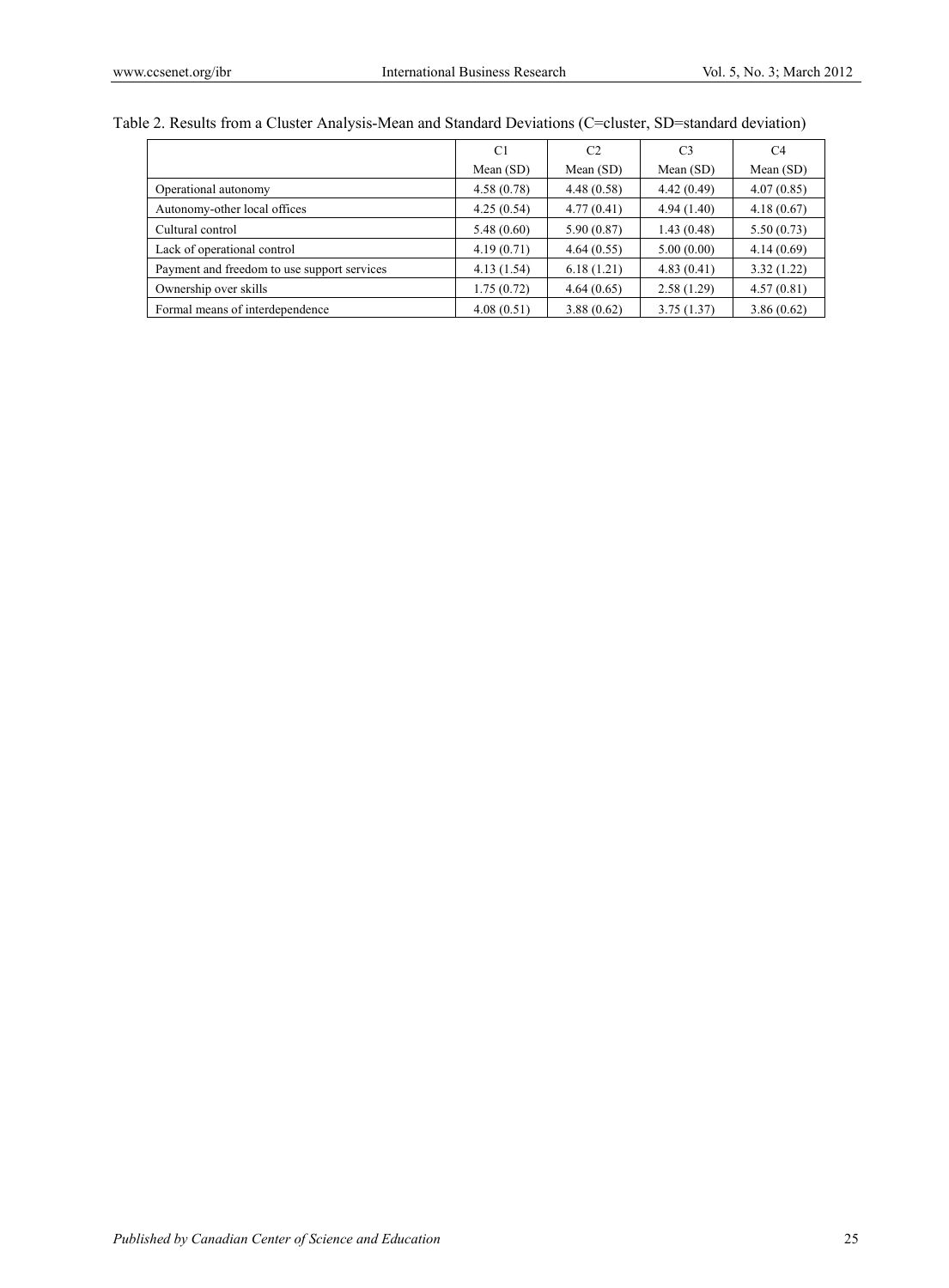Table 2. Results from a Cluster Analysis-Mean and Standard Deviations (C=cluster, SD=standard deviation)

| | C1 | C2 | C3 | C4 |
|---|---|---|---|---|
| | Mean (SD) | Mean (SD) | Mean (SD) | Mean (SD) |
| Operational autonomy | 4.58 (0.78) | 4.48 (0.58) | 4.42 (0.49) | 4.07 (0.85) |
| Autonomy-other local offices | 4.25 (0.54) | 4.77 (0.41) | 4.94 (1.40) | 4.18 (0.67) |
| Cultural control | 5.48 (0.60) | 5.90 (0.87) | 1.43 (0.48) | 5.50 (0.73) |
| Lack of operational control | 4.19 (0.71) | 4.64 (0.55) | 5.00 (0.00) | 4.14 (0.69) |
| Payment and freedom to use support services | 4.13 (1.54) | 6.18 (1.21) | 4.83 (0.41) | 3.32 (1.22) |
| Ownership over skills | 1.75 (0.72) | 4.64 (0.65) | 2.58 (1.29) | 4.57 (0.81) |
| Formal means of interdependence | 4.08 (0.51) | 3.88 (0.62) | 3.75 (1.37) | 3.86 (0.62) |